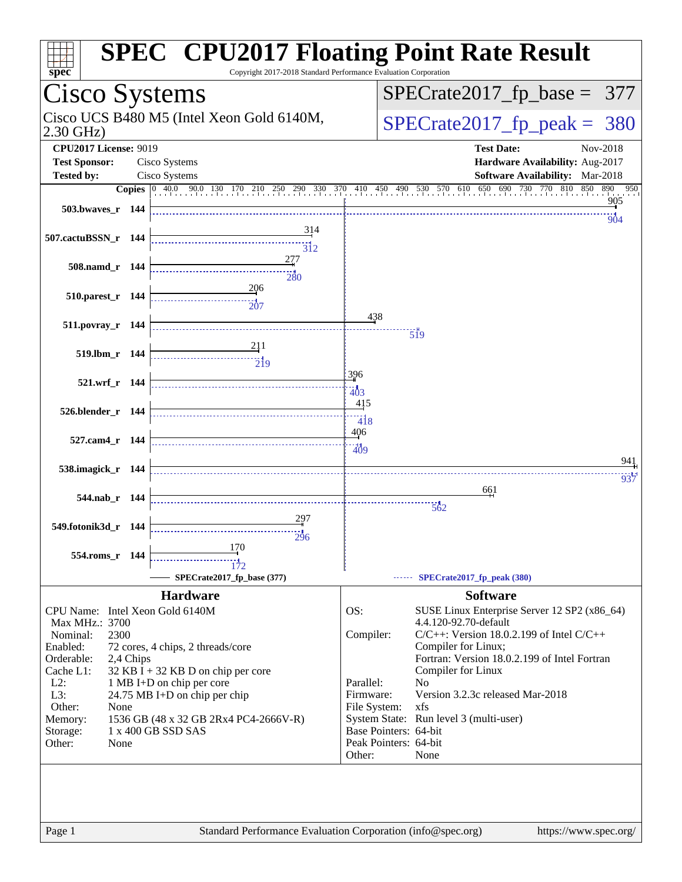# SPEC CPU2017 Floating Point Rate Result

Copyright 2017-2018 Standard Performance Evaluation Corporation

## Cisco Systems

Cisco UCS B480 M5 (Intel Xeon Gold 6140M, 2.30 GHz)

SPECrate2017_fp_base = 377

SPECrate2017_fp_peak = 380

**CPU2017 License:** 9019
**Test Sponsor:** Cisco Systems
**Tested by:** Cisco Systems

**Test Date:** Nov-2018
**Hardware Availability:** Aug-2017
**Software Availability:** Mar-2018

| Benchmark | Copies | Base | Peak |
|---|---|---|---|
| 503.bwaves_r | 144 | 905 | 904 |
| 507.cactuBSSN_r | 144 | 314 | 312 |
| 508.namd_r | 144 | 277 | 280 |
| 510.parest_r | 144 | 206 | 207 |
| 511.povray_r | 144 | 438 | 519 |
| 519.lbm_r | 144 | 211 | 219 |
| 521.wrf_r | 144 | 396 | 403 |
| 526.blender_r | 144 | 415 | 418 |
| 527.cam4_r | 144 | 406 | 409 |
| 538.imagick_r | 144 | 941 | 937 |
| 544.nab_r | 144 | 661 | 562 |
| 549.fotonik3d_r | 144 | 297 | 296 |
| 554.roms_r | 144 | 170 | 172 |

SPECrate2017_fp_base (377) — SPECrate2017_fp_peak (380)

### Hardware

| | |
|---|---|
| CPU Name: | Intel Xeon Gold 6140M |
| Max MHz.: | 3700 |
| Nominal: | 2300 |
| Enabled: | 72 cores, 4 chips, 2 threads/core |
| Orderable: | 2,4 Chips |
| Cache L1: | 32 KB I + 32 KB D on chip per core |
| L2: | 1 MB I+D on chip per core |
| L3: | 24.75 MB I+D on chip per chip |
| Other: | None |
| Memory: | 1536 GB (48 x 32 GB 2Rx4 PC4-2666V-R) |
| Storage: | 1 x 400 GB SSD SAS |
| Other: | None |

### Software

| | |
|---|---|
| OS: | SUSE Linux Enterprise Server 12 SP2 (x86_64) 4.4.120-92.70-default |
| Compiler: | C/C++: Version 18.0.2.199 of Intel C/C++ Compiler for Linux; Fortran: Version 18.0.2.199 of Intel Fortran Compiler for Linux |
| Parallel: | No |
| Firmware: | Version 3.2.3c released Mar-2018 |
| File System: | xfs |
| System State: | Run level 3 (multi-user) |
| Base Pointers: | 64-bit |
| Peak Pointers: | 64-bit |
| Other: | None |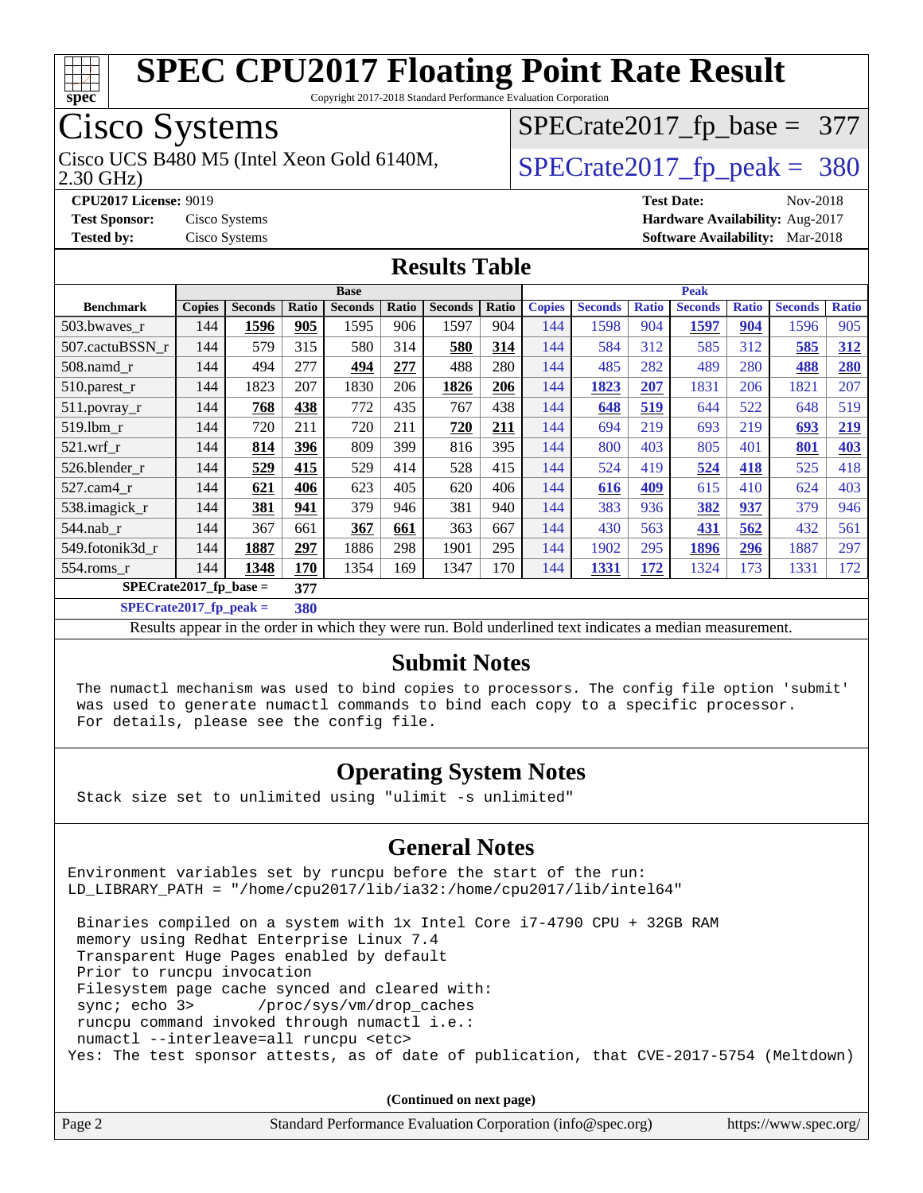# SPEC CPU2017 Floating Point Rate Result

Copyright 2017-2018 Standard Performance Evaluation Corporation

## Cisco Systems

Cisco UCS B480 M5 (Intel Xeon Gold 6140M, 2.30 GHz)

SPECrate2017_fp_base = 377

SPECrate2017_fp_peak = 380

**CPU2017 License:** 9019
**Test Sponsor:** Cisco Systems
**Tested by:** Cisco Systems

**Test Date:** Nov-2018
**Hardware Availability:** Aug-2017
**Software Availability:** Mar-2018

## Results Table

| Benchmark | Base | | | | | | | Peak | | | | | | |
|---|---|---|---|---|---|---|---|---|---|---|---|---|---|---|
| | Copies | Seconds | Ratio | Seconds | Ratio | Seconds | Ratio | Copies | Seconds | Ratio | Seconds | Ratio | Seconds | Ratio |
| 503.bwaves_r | 144 | **1596** | **905** | 1595 | 906 | 1597 | 904 | 144 | 1598 | 904 | **1597** | **904** | 1596 | 905 |
| 507.cactuBSSN_r | 144 | 579 | 315 | 580 | 314 | **580** | **314** | 144 | 584 | 312 | 585 | 312 | **585** | **312** |
| 508.namd_r | 144 | 494 | 277 | **494** | **277** | 488 | 280 | 144 | 485 | 282 | 489 | 280 | **488** | **280** |
| 510.parest_r | 144 | 1823 | 207 | 1830 | 206 | **1826** | **206** | 144 | **1823** | **207** | 1831 | 206 | 1821 | 207 |
| 511.povray_r | 144 | **768** | **438** | 772 | 435 | 767 | 438 | 144 | **648** | **519** | 644 | 522 | 648 | 519 |
| 519.lbm_r | 144 | 720 | 211 | 720 | 211 | **720** | **211** | 144 | 694 | 219 | 693 | 219 | **693** | **219** |
| 521.wrf_r | 144 | **814** | **396** | 809 | 399 | 816 | 395 | 144 | 800 | 403 | 805 | 401 | **801** | **403** |
| 526.blender_r | 144 | **529** | **415** | 529 | 414 | 528 | 415 | 144 | 524 | 419 | **524** | **418** | 525 | 418 |
| 527.cam4_r | 144 | **621** | **406** | 623 | 405 | 620 | 406 | 144 | **616** | **409** | 615 | 410 | 624 | 403 |
| 538.imagick_r | 144 | **381** | **941** | 379 | 946 | 381 | 940 | 144 | 383 | 936 | **382** | **937** | 379 | 946 |
| 544.nab_r | 144 | 367 | 661 | **367** | **661** | 363 | 667 | 144 | 430 | 563 | **431** | **562** | 432 | 561 |
| 549.fotonik3d_r | 144 | **1887** | **297** | 1886 | 298 | 1901 | 295 | 144 | 1902 | 295 | **1896** | **296** | 1887 | 297 |
| 554.roms_r | 144 | **1348** | **170** | 1354 | 169 | 1347 | 170 | 144 | **1331** | **172** | 1324 | 173 | 1331 | 172 |

**SPECrate2017_fp_base = 377**

**SPECrate2017_fp_peak = 380**

Results appear in the order in which they were run. Bold underlined text indicates a median measurement.

## Submit Notes

```
The numactl mechanism was used to bind copies to processors. The config file option 'submit'
was used to generate numactl commands to bind each copy to a specific processor.
For details, please see the config file.
```

## Operating System Notes

```
Stack size set to unlimited using "ulimit -s unlimited"
```

## General Notes

```
Environment variables set by runcpu before the start of the run:
LD_LIBRARY_PATH = "/home/cpu2017/lib/ia32:/home/cpu2017/lib/intel64"

 Binaries compiled on a system with 1x Intel Core i7-4790 CPU + 32GB RAM
 memory using Redhat Enterprise Linux 7.4
 Transparent Huge Pages enabled by default
 Prior to runcpu invocation
 Filesystem page cache synced and cleared with:
 sync; echo 3>       /proc/sys/vm/drop_caches
 runcpu command invoked through numactl i.e.:
 numactl --interleave=all runcpu <etc>
Yes: The test sponsor attests, as of date of publication, that CVE-2017-5754 (Meltdown)
```

**(Continued on next page)**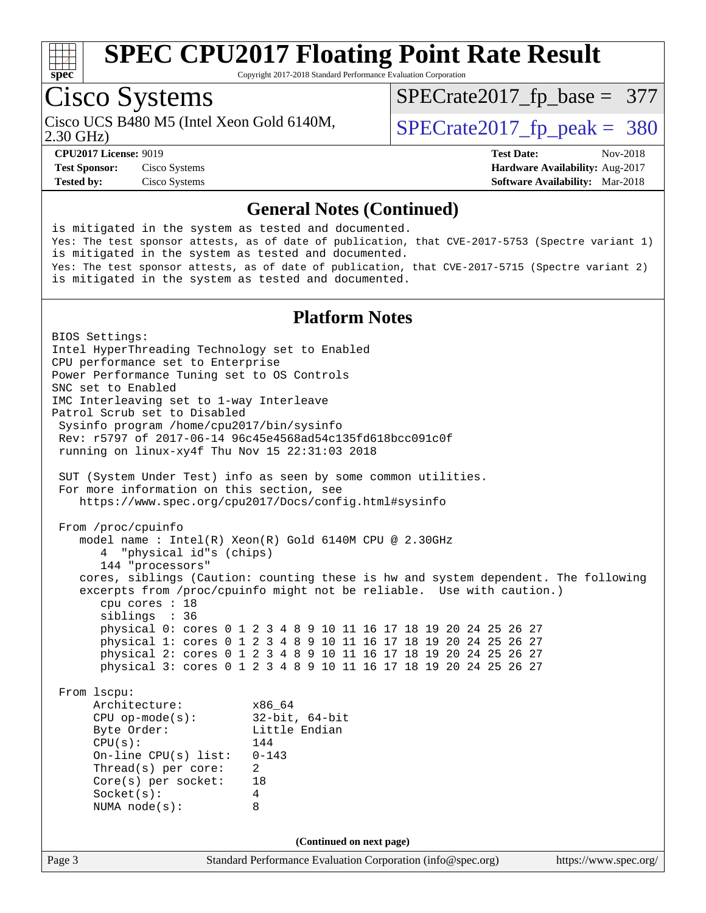# SPEC CPU2017 Floating Point Rate Result

Copyright 2017-2018 Standard Performance Evaluation Corporation

## Cisco Systems

Cisco UCS B480 M5 (Intel Xeon Gold 6140M, 2.30 GHz)

SPECrate2017_fp_base = 377

SPECrate2017_fp_peak = 380

**CPU2017 License:** 9019
**Test Sponsor:** Cisco Systems
**Tested by:** Cisco Systems

**Test Date:** Nov-2018
**Hardware Availability:** Aug-2017
**Software Availability:** Mar-2018

### General Notes (Continued)

```
is mitigated in the system as tested and documented.
Yes: The test sponsor attests, as of date of publication, that CVE-2017-5753 (Spectre variant 1)
is mitigated in the system as tested and documented.
Yes: The test sponsor attests, as of date of publication, that CVE-2017-5715 (Spectre variant 2)
is mitigated in the system as tested and documented.
```

### Platform Notes

```
BIOS Settings:
Intel HyperThreading Technology set to Enabled
CPU performance set to Enterprise
Power Performance Tuning set to OS Controls
SNC set to Enabled
IMC Interleaving set to 1-way Interleave
Patrol Scrub set to Disabled
 Sysinfo program /home/cpu2017/bin/sysinfo
 Rev: r5797 of 2017-06-14 96c45e4568ad54c135fd618bcc091c0f
 running on linux-xy4f Thu Nov 15 22:31:03 2018

 SUT (System Under Test) info as seen by some common utilities.
 For more information on this section, see
    https://www.spec.org/cpu2017/Docs/config.html#sysinfo

 From /proc/cpuinfo
    model name : Intel(R) Xeon(R) Gold 6140M CPU @ 2.30GHz
       4  "physical id"s (chips)
       144 "processors"
    cores, siblings (Caution: counting these is hw and system dependent. The following
    excerpts from /proc/cpuinfo might not be reliable.  Use with caution.)
       cpu cores : 18
       siblings  : 36
       physical 0: cores 0 1 2 3 4 8 9 10 11 16 17 18 19 20 24 25 26 27
       physical 1: cores 0 1 2 3 4 8 9 10 11 16 17 18 19 20 24 25 26 27
       physical 2: cores 0 1 2 3 4 8 9 10 11 16 17 18 19 20 24 25 26 27
       physical 3: cores 0 1 2 3 4 8 9 10 11 16 17 18 19 20 24 25 26 27

 From lscpu:
      Architecture:          x86_64
      CPU op-mode(s):        32-bit, 64-bit
      Byte Order:            Little Endian
      CPU(s):                144
      On-line CPU(s) list:   0-143
      Thread(s) per core:    2
      Core(s) per socket:    18
      Socket(s):             4
      NUMA node(s):          8
```

(Continued on next page)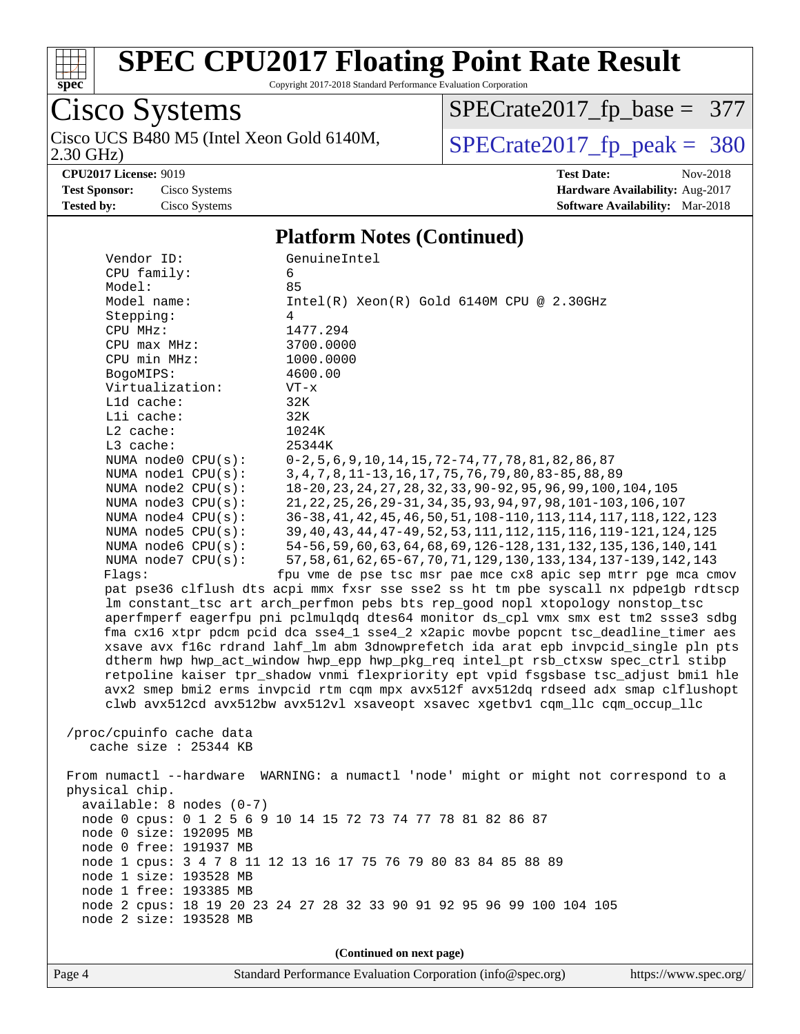# SPEC CPU2017 Floating Point Rate Result

Copyright 2017-2018 Standard Performance Evaluation Corporation

**Cisco Systems**

Cisco UCS B480 M5 (Intel Xeon Gold 6140M, 2.30 GHz)

SPECrate2017_fp_base = 377

SPECrate2017_fp_peak = 380

**CPU2017 License:** 9019
**Test Sponsor:** Cisco Systems
**Tested by:** Cisco Systems

**Test Date:** Nov-2018
**Hardware Availability:** Aug-2017
**Software Availability:** Mar-2018

## Platform Notes (Continued)

```
    Vendor ID:              GenuineIntel
    CPU family:             6
    Model:                  85
    Model name:             Intel(R) Xeon(R) Gold 6140M CPU @ 2.30GHz
    Stepping:               4
    CPU MHz:                1477.294
    CPU max MHz:            3700.0000
    CPU min MHz:            1000.0000
    BogoMIPS:               4600.00
    Virtualization:         VT-x
    L1d cache:              32K
    L1i cache:              32K
    L2 cache:               1024K
    L3 cache:               25344K
    NUMA node0 CPU(s):      0-2,5,6,9,10,14,15,72-74,77,78,81,82,86,87
    NUMA node1 CPU(s):      3,4,7,8,11-13,16,17,75,76,79,80,83-85,88,89
    NUMA node2 CPU(s):      18-20,23,24,27,28,32,33,90-92,95,96,99,100,104,105
    NUMA node3 CPU(s):      21,22,25,26,29-31,34,35,93,94,97,98,101-103,106,107
    NUMA node4 CPU(s):      36-38,41,42,45,46,50,51,108-110,113,114,117,118,122,123
    NUMA node5 CPU(s):      39,40,43,44,47-49,52,53,111,112,115,116,119-121,124,125
    NUMA node6 CPU(s):      54-56,59,60,63,64,68,69,126-128,131,132,135,136,140,141
    NUMA node7 CPU(s):      57,58,61,62,65-67,70,71,129,130,133,134,137-139,142,143
    Flags:                  fpu vme de pse tsc msr pae mce cx8 apic sep mtrr pge mca cmov
    pat pse36 clflush dts acpi mmx fxsr sse sse2 ss ht tm pbe syscall nx pdpe1gb rdtscp
    lm constant_tsc art arch_perfmon pebs bts rep_good nopl xtopology nonstop_tsc
    aperfmperf eagerfpu pni pclmulqdq dtes64 monitor ds_cpl vmx smx est tm2 ssse3 sdbg
    fma cx16 xtpr pdcm pcid dca sse4_1 sse4_2 x2apic movbe popcnt tsc_deadline_timer aes
    xsave avx f16c rdrand lahf_lm abm 3dnowprefetch ida arat epb invpcid_single pln pts
    dtherm hwp hwp_act_window hwp_epp hwp_pkg_req intel_pt rsb_ctxsw spec_ctrl stibp
    retpoline kaiser tpr_shadow vnmi flexpriority ept vpid fsgsbase tsc_adjust bmi1 hle
    avx2 smep bmi2 erms invpcid rtm cqm mpx avx512f avx512dq rdseed adx smap clflushopt
    clwb avx512cd avx512bw avx512vl xsaveopt xsavec xgetbv1 cqm_llc cqm_occup_llc

 /proc/cpuinfo cache data
    cache size : 25344 KB

 From numactl --hardware  WARNING: a numactl 'node' might or might not correspond to a
 physical chip.
   available: 8 nodes (0-7)
   node 0 cpus: 0 1 2 5 6 9 10 14 15 72 73 74 77 78 81 82 86 87
   node 0 size: 192095 MB
   node 0 free: 191937 MB
   node 1 cpus: 3 4 7 8 11 12 13 16 17 75 76 79 80 83 84 85 88 89
   node 1 size: 193528 MB
   node 1 free: 193385 MB
   node 2 cpus: 18 19 20 23 24 27 28 32 33 90 91 92 95 96 99 100 104 105
   node 2 size: 193528 MB
```

**(Continued on next page)**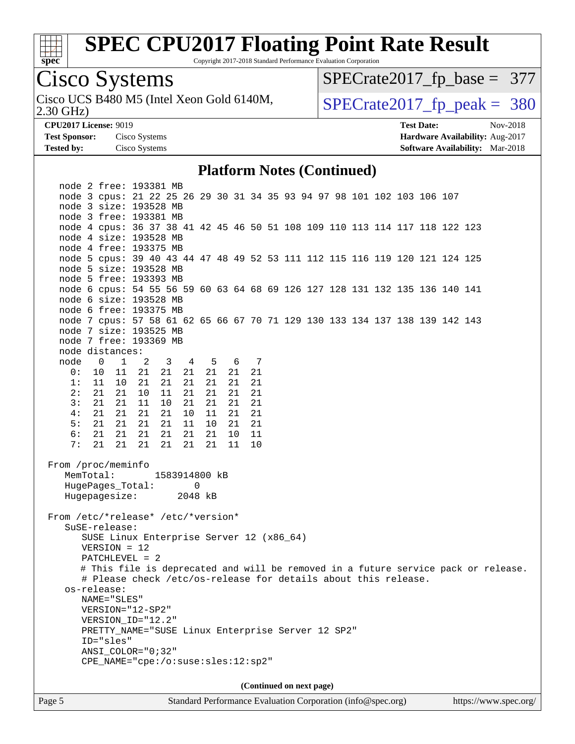# SPEC CPU2017 Floating Point Rate Result

Copyright 2017-2018 Standard Performance Evaluation Corporation

## Cisco Systems

Cisco UCS B480 M5 (Intel Xeon Gold 6140M, 2.30 GHz)

SPECrate2017_fp_base = 377

SPECrate2017_fp_peak = 380

**CPU2017 License:** 9019
**Test Sponsor:** Cisco Systems
**Tested by:** Cisco Systems

**Test Date:** Nov-2018
**Hardware Availability:** Aug-2017
**Software Availability:** Mar-2018

### Platform Notes (Continued)

```
    node 2 free: 193381 MB
    node 3 cpus: 21 22 25 26 29 30 31 34 35 93 94 97 98 101 102 103 106 107
    node 3 size: 193528 MB
    node 3 free: 193381 MB
    node 4 cpus: 36 37 38 41 42 45 46 50 51 108 109 110 113 114 117 118 122 123
    node 4 size: 193528 MB
    node 4 free: 193375 MB
    node 5 cpus: 39 40 43 44 47 48 49 52 53 111 112 115 116 119 120 121 124 125
    node 5 size: 193528 MB
    node 5 free: 193393 MB
    node 6 cpus: 54 55 56 59 60 63 64 68 69 126 127 128 131 132 135 136 140 141
    node 6 size: 193528 MB
    node 6 free: 193375 MB
    node 7 cpus: 57 58 61 62 65 66 67 70 71 129 130 133 134 137 138 139 142 143
    node 7 size: 193525 MB
    node 7 free: 193369 MB
    node distances:
    node   0   1   2   3   4   5   6   7
      0:  10  11  21  21  21  21  21  21
      1:  11  10  21  21  21  21  21  21
      2:  21  21  10  11  21  21  21  21
      3:  21  21  11  10  21  21  21  21
      4:  21  21  21  21  10  11  21  21
      5:  21  21  21  21  11  10  21  21
      6:  21  21  21  21  21  21  10  11
      7:  21  21  21  21  21  21  11  10

 From /proc/meminfo
    MemTotal:       1583914800 kB
    HugePages_Total:        0
    Hugepagesize:        2048 kB

 From /etc/*release* /etc/*version*
    SuSE-release:
       SUSE Linux Enterprise Server 12 (x86_64)
       VERSION = 12
       PATCHLEVEL = 2
       # This file is deprecated and will be removed in a future service pack or release.
       # Please check /etc/os-release for details about this release.
    os-release:
       NAME="SLES"
       VERSION="12-SP2"
       VERSION_ID="12.2"
       PRETTY_NAME="SUSE Linux Enterprise Server 12 SP2"
       ID="sles"
       ANSI_COLOR="0;32"
       CPE_NAME="cpe:/o:suse:sles:12:sp2"
```

(Continued on next page)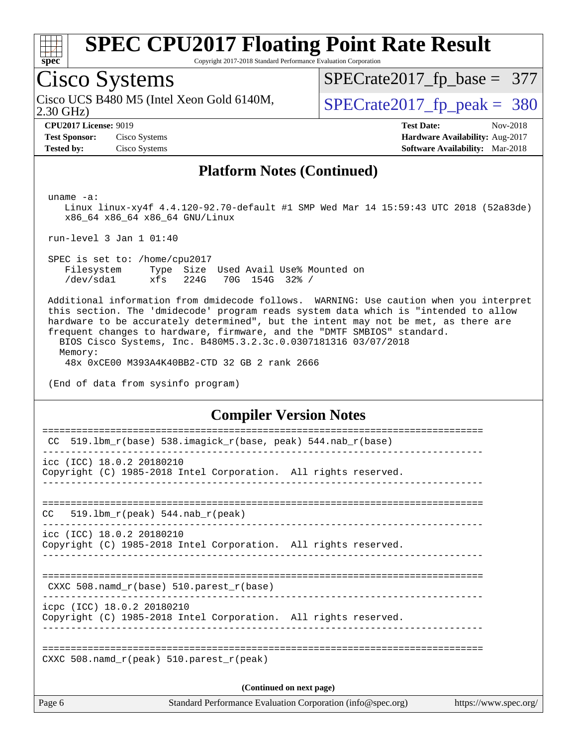## Platform Notes (Continued)

```
uname -a:
   Linux linux-xy4f 4.4.120-92.70-default #1 SMP Wed Mar 14 15:59:43 UTC 2018 (52a83de)
   x86_64 x86_64 x86_64 GNU/Linux

run-level 3 Jan 1 01:40

SPEC is set to: /home/cpu2017
   Filesystem     Type  Size  Used Avail Use% Mounted on
   /dev/sda1      xfs   224G   70G  154G  32% /

Additional information from dmidecode follows.  WARNING: Use caution when you interpret
this section. The 'dmidecode' program reads system data which is "intended to allow
hardware to be accurately determined", but the intent may not be met, as there are
frequent changes to hardware, firmware, and the "DMTF SMBIOS" standard.
  BIOS Cisco Systems, Inc. B480M5.3.2.3c.0.0307181316 03/07/2018
  Memory:
   48x 0xCE00 M393A4K40BB2-CTD 32 GB 2 rank 2666

(End of data from sysinfo program)
```

## Compiler Version Notes

```
==============================================================================
 CC  519.lbm_r(base) 538.imagick_r(base, peak) 544.nab_r(base)
------------------------------------------------------------------------------
icc (ICC) 18.0.2 20180210
Copyright (C) 1985-2018 Intel Corporation.  All rights reserved.
------------------------------------------------------------------------------

==============================================================================
CC   519.lbm_r(peak) 544.nab_r(peak)
------------------------------------------------------------------------------
icc (ICC) 18.0.2 20180210
Copyright (C) 1985-2018 Intel Corporation.  All rights reserved.
------------------------------------------------------------------------------

==============================================================================
 CXXC 508.namd_r(base) 510.parest_r(base)
------------------------------------------------------------------------------
icpc (ICC) 18.0.2 20180210
Copyright (C) 1985-2018 Intel Corporation.  All rights reserved.
------------------------------------------------------------------------------

==============================================================================
CXXC 508.namd_r(peak) 510.parest_r(peak)
```

(Continued on next page)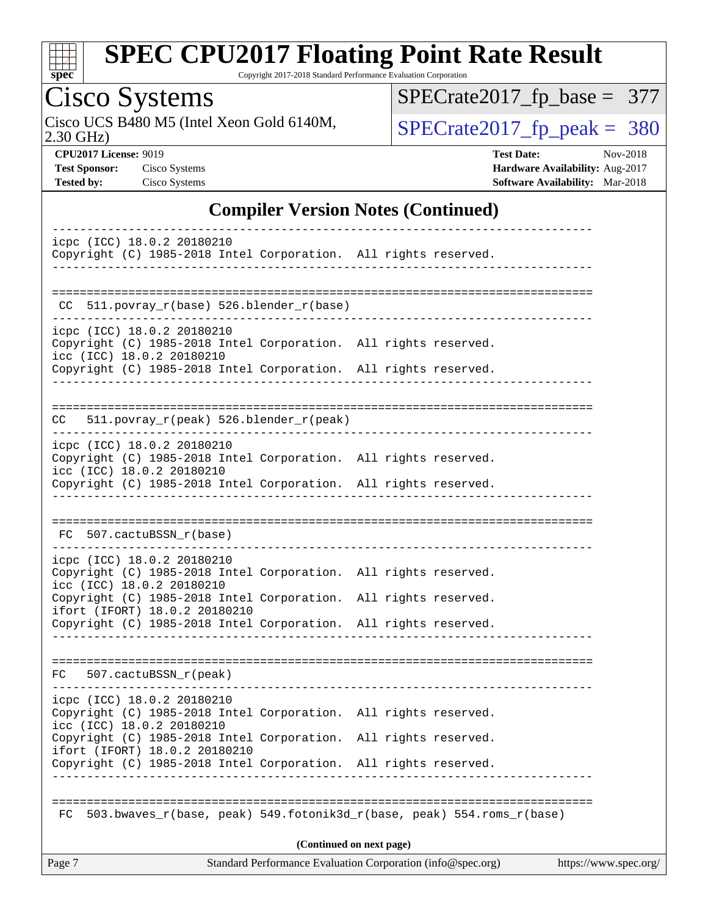## Compiler Version Notes (Continued)

```
------------------------------------------------------------------------------
icpc (ICC) 18.0.2 20180210
Copyright (C) 1985-2018 Intel Corporation.  All rights reserved.
------------------------------------------------------------------------------

==============================================================================
 CC  511.povray_r(base) 526.blender_r(base)
------------------------------------------------------------------------------
icpc (ICC) 18.0.2 20180210
Copyright (C) 1985-2018 Intel Corporation.  All rights reserved.
icc (ICC) 18.0.2 20180210
Copyright (C) 1985-2018 Intel Corporation.  All rights reserved.
------------------------------------------------------------------------------

==============================================================================
 CC  511.povray_r(peak) 526.blender_r(peak)
------------------------------------------------------------------------------
icpc (ICC) 18.0.2 20180210
Copyright (C) 1985-2018 Intel Corporation.  All rights reserved.
icc (ICC) 18.0.2 20180210
Copyright (C) 1985-2018 Intel Corporation.  All rights reserved.
------------------------------------------------------------------------------

==============================================================================
 FC  507.cactuBSSN_r(base)
------------------------------------------------------------------------------
icpc (ICC) 18.0.2 20180210
Copyright (C) 1985-2018 Intel Corporation.  All rights reserved.
icc (ICC) 18.0.2 20180210
Copyright (C) 1985-2018 Intel Corporation.  All rights reserved.
ifort (IFORT) 18.0.2 20180210
Copyright (C) 1985-2018 Intel Corporation.  All rights reserved.
------------------------------------------------------------------------------

==============================================================================
 FC  507.cactuBSSN_r(peak)
------------------------------------------------------------------------------
icpc (ICC) 18.0.2 20180210
Copyright (C) 1985-2018 Intel Corporation.  All rights reserved.
icc (ICC) 18.0.2 20180210
Copyright (C) 1985-2018 Intel Corporation.  All rights reserved.
ifort (IFORT) 18.0.2 20180210
Copyright (C) 1985-2018 Intel Corporation.  All rights reserved.
------------------------------------------------------------------------------

==============================================================================
 FC  503.bwaves_r(base, peak) 549.fotonik3d_r(base, peak) 554.roms_r(base)
```

(Continued on next page)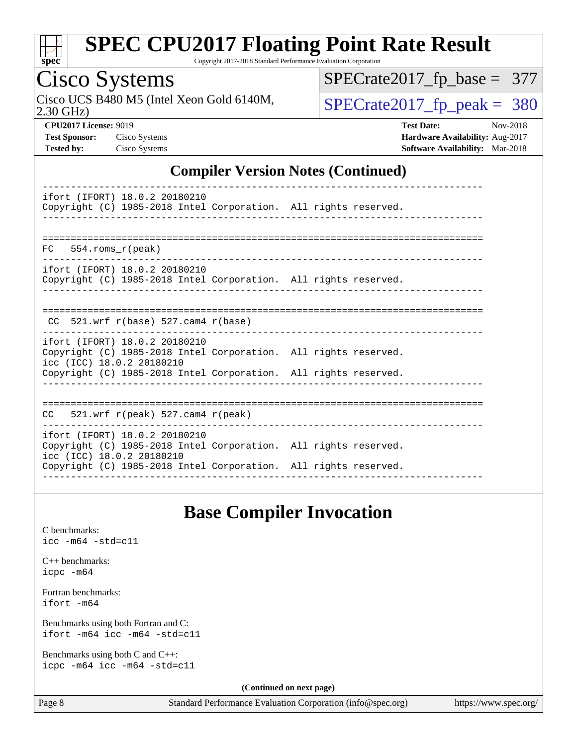# SPEC CPU2017 Floating Point Rate Result

Copyright 2017-2018 Standard Performance Evaluation Corporation

## Cisco Systems

Cisco UCS B480 M5 (Intel Xeon Gold 6140M, 2.30 GHz)

SPECrate2017_fp_base = 377

SPECrate2017_fp_peak = 380

**CPU2017 License:** 9019
**Test Sponsor:** Cisco Systems
**Tested by:** Cisco Systems

**Test Date:** Nov-2018
**Hardware Availability:** Aug-2017
**Software Availability:** Mar-2018

## Compiler Version Notes (Continued)

```
------------------------------------------------------------------------------
ifort (IFORT) 18.0.2 20180210
Copyright (C) 1985-2018 Intel Corporation.  All rights reserved.
------------------------------------------------------------------------------

==============================================================================
FC   554.roms_r(peak)
------------------------------------------------------------------------------
ifort (IFORT) 18.0.2 20180210
Copyright (C) 1985-2018 Intel Corporation.  All rights reserved.
------------------------------------------------------------------------------

==============================================================================
 CC  521.wrf_r(base) 527.cam4_r(base)
------------------------------------------------------------------------------
ifort (IFORT) 18.0.2 20180210
Copyright (C) 1985-2018 Intel Corporation.  All rights reserved.
icc (ICC) 18.0.2 20180210
Copyright (C) 1985-2018 Intel Corporation.  All rights reserved.
------------------------------------------------------------------------------

==============================================================================
CC   521.wrf_r(peak) 527.cam4_r(peak)
------------------------------------------------------------------------------
ifort (IFORT) 18.0.2 20180210
Copyright (C) 1985-2018 Intel Corporation.  All rights reserved.
icc (ICC) 18.0.2 20180210
Copyright (C) 1985-2018 Intel Corporation.  All rights reserved.
------------------------------------------------------------------------------
```

## Base Compiler Invocation

C benchmarks:
`icc -m64 -std=c11`

C++ benchmarks:
`icpc -m64`

Fortran benchmarks:
`ifort -m64`

Benchmarks using both Fortran and C:
`ifort -m64 icc -m64 -std=c11`

Benchmarks using both C and C++:
`icpc -m64 icc -m64 -std=c11`

**(Continued on next page)**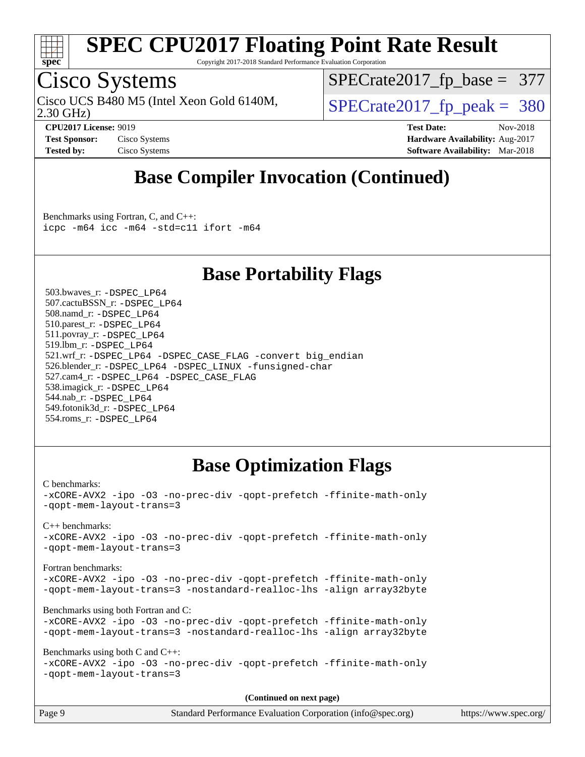## Base Compiler Invocation (Continued)

Benchmarks using Fortran, C, and C++:
```
icpc -m64 icc -m64 -std=c11 ifort -m64
```

## Base Portability Flags

503.bwaves_r: `-DSPEC_LP64`
507.cactuBSSN_r: `-DSPEC_LP64`
508.namd_r: `-DSPEC_LP64`
510.parest_r: `-DSPEC_LP64`
511.povray_r: `-DSPEC_LP64`
519.lbm_r: `-DSPEC_LP64`
521.wrf_r: `-DSPEC_LP64 -DSPEC_CASE_FLAG -convert big_endian`
526.blender_r: `-DSPEC_LP64 -DSPEC_LINUX -funsigned-char`
527.cam4_r: `-DSPEC_LP64 -DSPEC_CASE_FLAG`
538.imagick_r: `-DSPEC_LP64`
544.nab_r: `-DSPEC_LP64`
549.fotonik3d_r: `-DSPEC_LP64`
554.roms_r: `-DSPEC_LP64`

## Base Optimization Flags

C benchmarks:
```
-xCORE-AVX2 -ipo -O3 -no-prec-div -qopt-prefetch -ffinite-math-only
-qopt-mem-layout-trans=3
```

C++ benchmarks:
```
-xCORE-AVX2 -ipo -O3 -no-prec-div -qopt-prefetch -ffinite-math-only
-qopt-mem-layout-trans=3
```

Fortran benchmarks:
```
-xCORE-AVX2 -ipo -O3 -no-prec-div -qopt-prefetch -ffinite-math-only
-qopt-mem-layout-trans=3 -nostandard-realloc-lhs -align array32byte
```

Benchmarks using both Fortran and C:
```
-xCORE-AVX2 -ipo -O3 -no-prec-div -qopt-prefetch -ffinite-math-only
-qopt-mem-layout-trans=3 -nostandard-realloc-lhs -align array32byte
```

Benchmarks using both C and C++:
```
-xCORE-AVX2 -ipo -O3 -no-prec-div -qopt-prefetch -ffinite-math-only
-qopt-mem-layout-trans=3
```

**(Continued on next page)**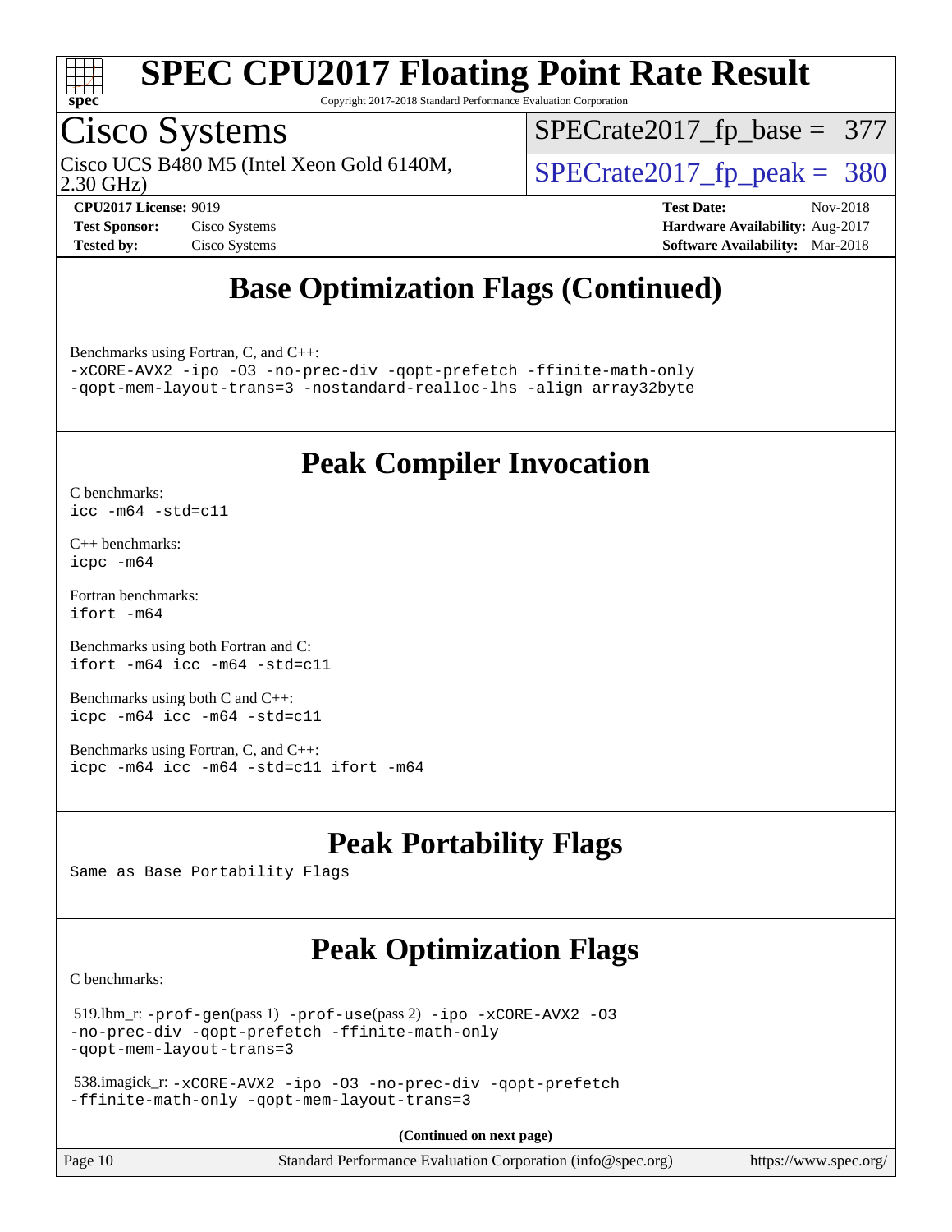# Base Optimization Flags (Continued)

Benchmarks using Fortran, C, and C++:
```
-xCORE-AVX2 -ipo -O3 -no-prec-div -qopt-prefetch -ffinite-math-only
-qopt-mem-layout-trans=3 -nostandard-realloc-lhs -align array32byte
```

# Peak Compiler Invocation

C benchmarks:
```
icc -m64 -std=c11
```

C++ benchmarks:
```
icpc -m64
```

Fortran benchmarks:
```
ifort -m64
```

Benchmarks using both Fortran and C:
```
ifort -m64 icc -m64 -std=c11
```

Benchmarks using both C and C++:
```
icpc -m64 icc -m64 -std=c11
```

Benchmarks using Fortran, C, and C++:
```
icpc -m64 icc -m64 -std=c11 ifort -m64
```

# Peak Portability Flags

Same as Base Portability Flags

# Peak Optimization Flags

C benchmarks:

519.lbm_r: `-prof-gen`(pass 1) `-prof-use`(pass 2) `-ipo -xCORE-AVX2 -O3 -no-prec-div -qopt-prefetch -ffinite-math-only -qopt-mem-layout-trans=3`

538.imagick_r: `-xCORE-AVX2 -ipo -O3 -no-prec-div -qopt-prefetch -ffinite-math-only -qopt-mem-layout-trans=3`

**(Continued on next page)**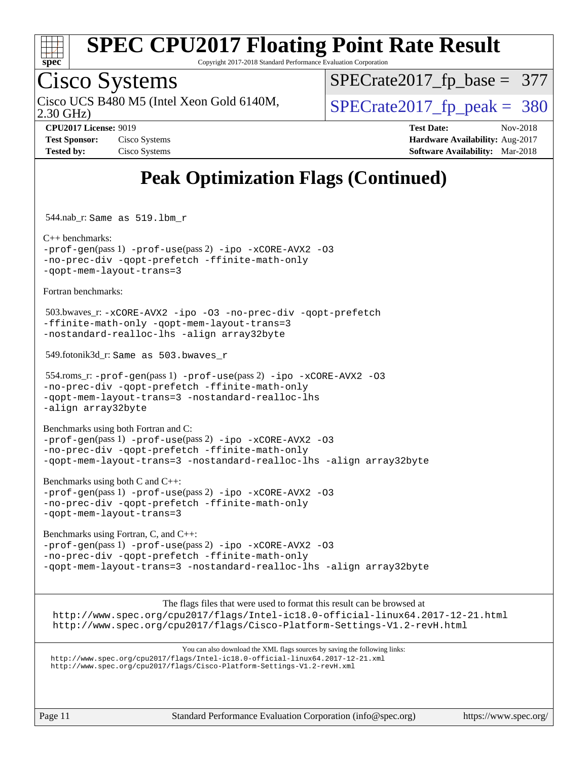# Peak Optimization Flags (Continued)

544.nab_r: Same as 519.lbm_r

C++ benchmarks:
-prof-gen(pass 1) -prof-use(pass 2) -ipo -xCORE-AVX2 -O3
-no-prec-div -qopt-prefetch -ffinite-math-only
-qopt-mem-layout-trans=3

Fortran benchmarks:

503.bwaves_r: -xCORE-AVX2 -ipo -O3 -no-prec-div -qopt-prefetch
-ffinite-math-only -qopt-mem-layout-trans=3
-nostandard-realloc-lhs -align array32byte

549.fotonik3d_r: Same as 503.bwaves_r

554.roms_r: -prof-gen(pass 1) -prof-use(pass 2) -ipo -xCORE-AVX2 -O3
-no-prec-div -qopt-prefetch -ffinite-math-only
-qopt-mem-layout-trans=3 -nostandard-realloc-lhs
-align array32byte

Benchmarks using both Fortran and C:
-prof-gen(pass 1) -prof-use(pass 2) -ipo -xCORE-AVX2 -O3
-no-prec-div -qopt-prefetch -ffinite-math-only
-qopt-mem-layout-trans=3 -nostandard-realloc-lhs -align array32byte

Benchmarks using both C and C++:
-prof-gen(pass 1) -prof-use(pass 2) -ipo -xCORE-AVX2 -O3
-no-prec-div -qopt-prefetch -ffinite-math-only
-qopt-mem-layout-trans=3

Benchmarks using Fortran, C, and C++:
-prof-gen(pass 1) -prof-use(pass 2) -ipo -xCORE-AVX2 -O3
-no-prec-div -qopt-prefetch -ffinite-math-only
-qopt-mem-layout-trans=3 -nostandard-realloc-lhs -align array32byte

The flags files that were used to format this result can be browsed at
http://www.spec.org/cpu2017/flags/Intel-ic18.0-official-linux64.2017-12-21.html
http://www.spec.org/cpu2017/flags/Cisco-Platform-Settings-V1.2-revH.html

You can also download the XML flags sources by saving the following links:
http://www.spec.org/cpu2017/flags/Intel-ic18.0-official-linux64.2017-12-21.xml
http://www.spec.org/cpu2017/flags/Cisco-Platform-Settings-V1.2-revH.xml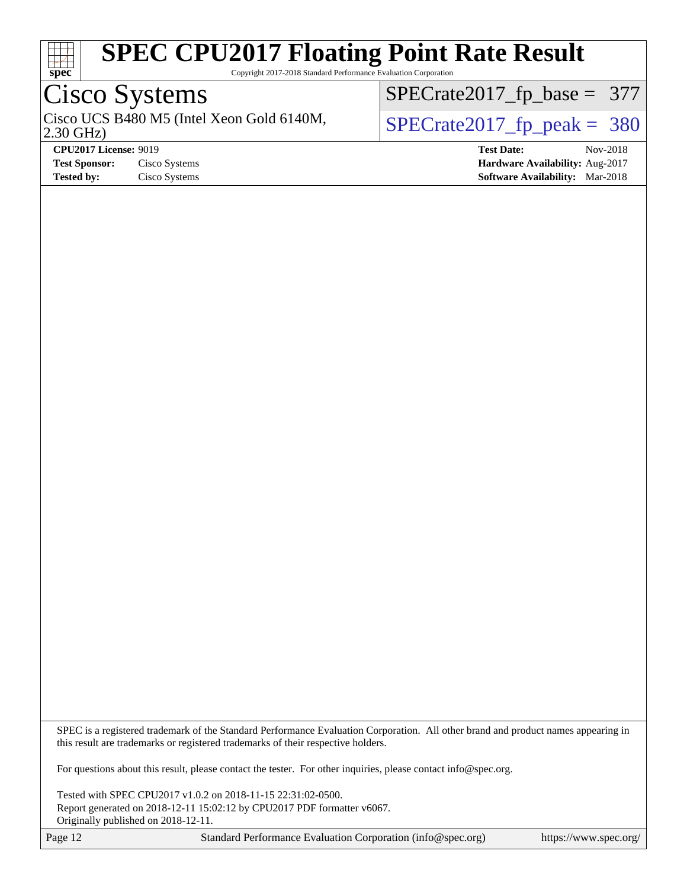SPEC is a registered trademark of the Standard Performance Evaluation Corporation. All other brand and product names appearing in this result are trademarks or registered trademarks of their respective holders.

For questions about this result, please contact the tester. For other inquiries, please contact info@spec.org.

Tested with SPEC CPU2017 v1.0.2 on 2018-11-15 22:31:02-0500.
Report generated on 2018-12-11 15:02:12 by CPU2017 PDF formatter v6067.
Originally published on 2018-12-11.